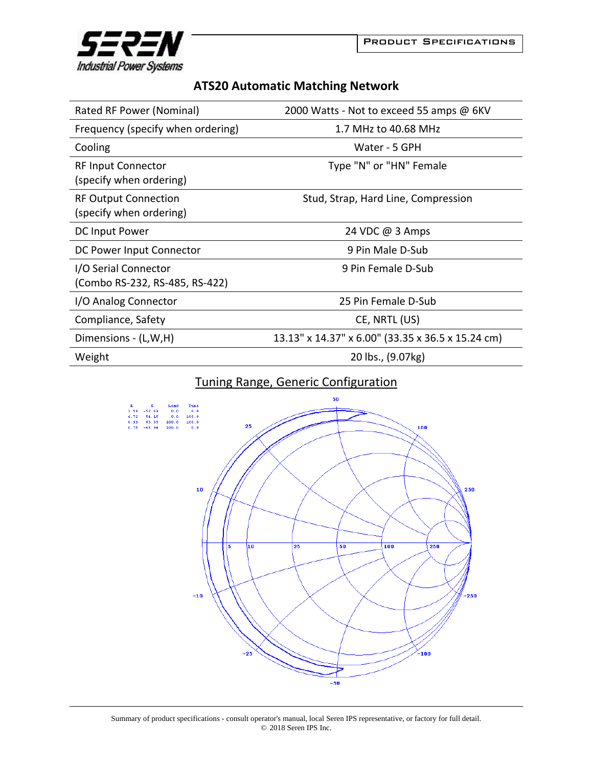SEREN Industrial Power Systems

PRODUCT SPECIFICATIONS

## ATS20 Automatic Matching Network

| | |
|---|---|
| Rated RF Power (Nominal) | 2000 Watts - Not to exceed 55 amps @ 6KV |
| Frequency (specify when ordering) | 1.7 MHz to 40.68 MHz |
| Cooling | Water - 5 GPH |
| RF Input Connector (specify when ordering) | Type "N" or "HN" Female |
| RF Output Connection (specify when ordering) | Stud, Strap, Hard Line, Compression |
| DC Input Power | 24 VDC @ 3 Amps |
| DC Power Input Connector | 9 Pin Male D-Sub |
| I/O Serial Connector (Combo RS-232, RS-485, RS-422) | 9 Pin Female D-Sub |
| I/O Analog Connector | 25 Pin Female D-Sub |
| Compliance, Safety | CE, NRTL (US) |
| Dimensions - (L,W,H) | 13.13" x 14.37" x 6.00" (33.35 x 36.5 x 15.24 cm) |
| Weight | 20 lbs., (9.07kg) |

## Tuning Range, Generic Configuration

Summary of product specifications - consult operator's manual, local Seren IPS representative, or factory for full detail.
© 2018 Seren IPS Inc.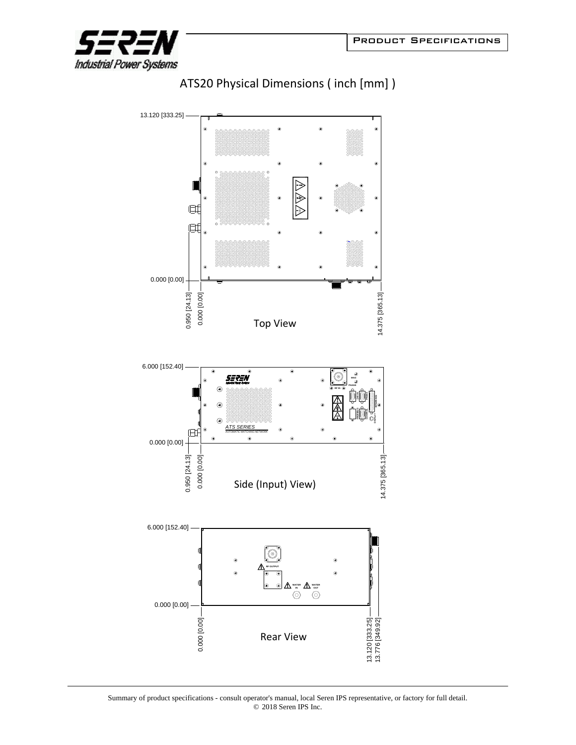# ATS20 Physical Dimensions ( inch [mm] )

13.120 [333.25]

0.000 [0.00]

0.950 [24.13]

0.000 [0.00]

14.375 [365.13]

Top View

6.000 [152.40]

0.000 [0.00]

0.950 [24.13]

0.000 [0.00]

14.375 [365.13]

Side (Input) View

6.000 [152.40]

0.000 [0.00]

0.000 [0.00]

13.120 [333.25]

13.776 [349.92]

Rear View

Summary of product specifications - consult operator's manual, local Seren IPS representative, or factory for full detail.
© 2018 Seren IPS Inc.